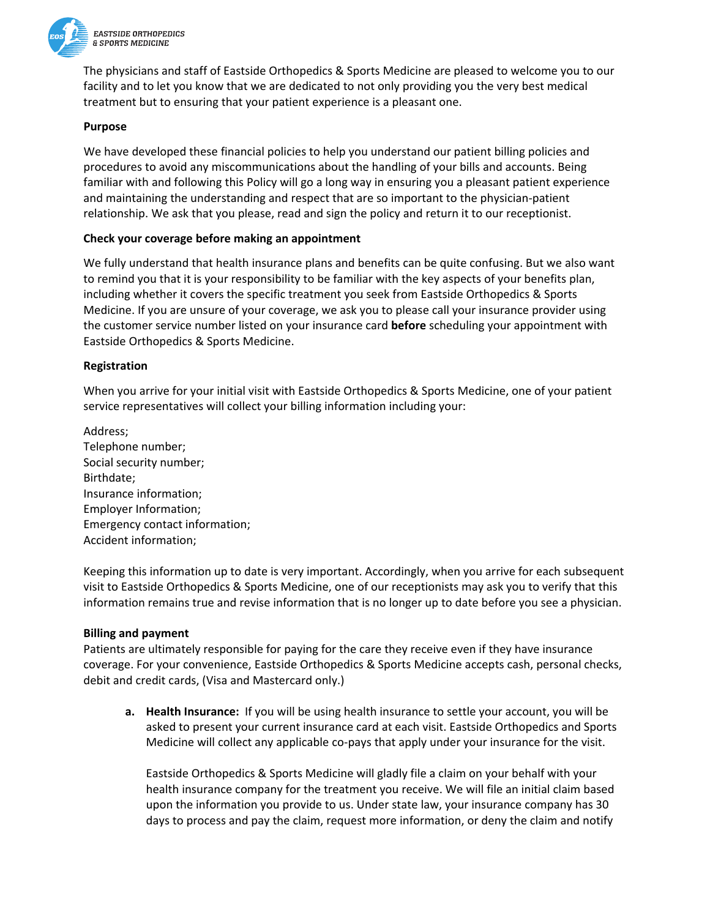The physicians and staff of Eastside Orthopedics & Sports Medicine are pleased to welcome you to our facility and to let you know that we are dedicated to not only providing you the very best medical treatment but to ensuring that your patient experience is a pleasant one.

**Purpose**

We have developed these financial policies to help you understand our patient billing policies and procedures to avoid any miscommunications about the handling of your bills and accounts. Being familiar with and following this Policy will go a long way in ensuring you a pleasant patient experience and maintaining the understanding and respect that are so important to the physician-patient relationship. We ask that you please, read and sign the policy and return it to our receptionist.

**Check your coverage before making an appointment**

We fully understand that health insurance plans and benefits can be quite confusing. But we also want to remind you that it is your responsibility to be familiar with the key aspects of your benefits plan, including whether it covers the specific treatment you seek from Eastside Orthopedics & Sports Medicine. If you are unsure of your coverage, we ask you to please call your insurance provider using the customer service number listed on your insurance card **before** scheduling your appointment with Eastside Orthopedics & Sports Medicine.

**Registration**

When you arrive for your initial visit with Eastside Orthopedics & Sports Medicine, one of your patient service representatives will collect your billing information including your:

Address;
Telephone number;
Social security number;
Birthdate;
Insurance information;
Employer Information;
Emergency contact information;
Accident information;

Keeping this information up to date is very important. Accordingly, when you arrive for each subsequent visit to Eastside Orthopedics & Sports Medicine, one of our receptionists may ask you to verify that this information remains true and revise information that is no longer up to date before you see a physician.

**Billing and payment**

Patients are ultimately responsible for paying for the care they receive even if they have insurance coverage. For your convenience, Eastside Orthopedics & Sports Medicine accepts cash, personal checks, debit and credit cards, (Visa and Mastercard only.)

a. **Health Insurance:** If you will be using health insurance to settle your account, you will be asked to present your current insurance card at each visit. Eastside Orthopedics and Sports Medicine will collect any applicable co-pays that apply under your insurance for the visit.

   Eastside Orthopedics & Sports Medicine will gladly file a claim on your behalf with your health insurance company for the treatment you receive. We will file an initial claim based upon the information you provide to us. Under state law, your insurance company has 30 days to process and pay the claim, request more information, or deny the claim and notify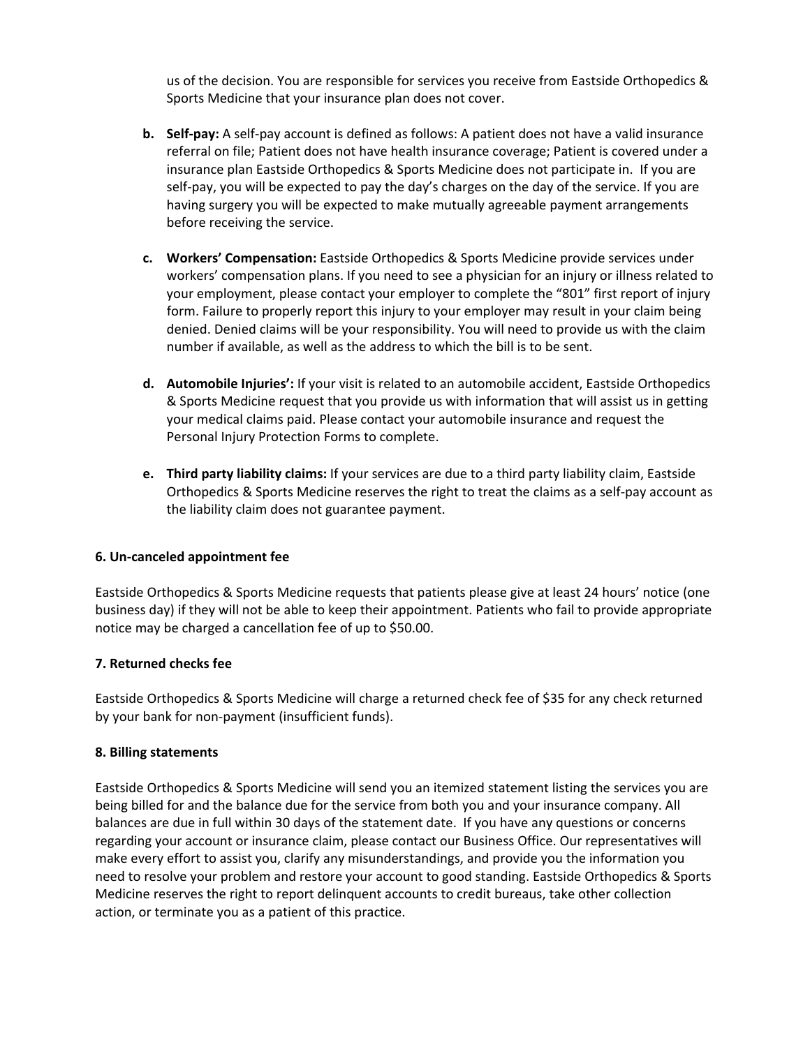us of the decision. You are responsible for services you receive from Eastside Orthopedics & Sports Medicine that your insurance plan does not cover.

b. **Self-pay:** A self-pay account is defined as follows: A patient does not have a valid insurance referral on file; Patient does not have health insurance coverage; Patient is covered under a insurance plan Eastside Orthopedics & Sports Medicine does not participate in. If you are self-pay, you will be expected to pay the day's charges on the day of the service. If you are having surgery you will be expected to make mutually agreeable payment arrangements before receiving the service.

c. **Workers' Compensation:** Eastside Orthopedics & Sports Medicine provide services under workers' compensation plans. If you need to see a physician for an injury or illness related to your employment, please contact your employer to complete the "801" first report of injury form. Failure to properly report this injury to your employer may result in your claim being denied. Denied claims will be your responsibility. You will need to provide us with the claim number if available, as well as the address to which the bill is to be sent.

d. **Automobile Injuries':** If your visit is related to an automobile accident, Eastside Orthopedics & Sports Medicine request that you provide us with information that will assist us in getting your medical claims paid. Please contact your automobile insurance and request the Personal Injury Protection Forms to complete.

e. **Third party liability claims:** If your services are due to a third party liability claim, Eastside Orthopedics & Sports Medicine reserves the right to treat the claims as a self-pay account as the liability claim does not guarantee payment.

**6. Un-canceled appointment fee**

Eastside Orthopedics & Sports Medicine requests that patients please give at least 24 hours' notice (one business day) if they will not be able to keep their appointment. Patients who fail to provide appropriate notice may be charged a cancellation fee of up to $50.00.

**7. Returned checks fee**

Eastside Orthopedics & Sports Medicine will charge a returned check fee of $35 for any check returned by your bank for non-payment (insufficient funds).

**8. Billing statements**

Eastside Orthopedics & Sports Medicine will send you an itemized statement listing the services you are being billed for and the balance due for the service from both you and your insurance company. All balances are due in full within 30 days of the statement date. If you have any questions or concerns regarding your account or insurance claim, please contact our Business Office. Our representatives will make every effort to assist you, clarify any misunderstandings, and provide you the information you need to resolve your problem and restore your account to good standing. Eastside Orthopedics & Sports Medicine reserves the right to report delinquent accounts to credit bureaus, take other collection action, or terminate you as a patient of this practice.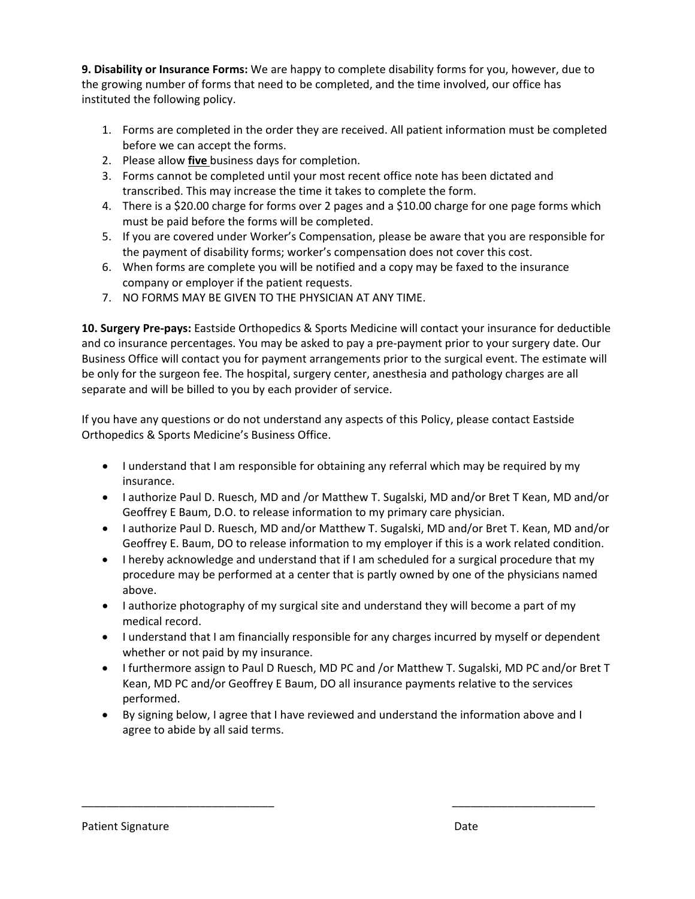**9. Disability or Insurance Forms:** We are happy to complete disability forms for you, however, due to the growing number of forms that need to be completed, and the time involved, our office has instituted the following policy.

1. Forms are completed in the order they are received. All patient information must be completed before we can accept the forms.
2. Please allow **five** business days for completion.
3. Forms cannot be completed until your most recent office note has been dictated and transcribed. This may increase the time it takes to complete the form.
4. There is a $20.00 charge for forms over 2 pages and a $10.00 charge for one page forms which must be paid before the forms will be completed.
5. If you are covered under Worker's Compensation, please be aware that you are responsible for the payment of disability forms; worker's compensation does not cover this cost.
6. When forms are complete you will be notified and a copy may be faxed to the insurance company or employer if the patient requests.
7. NO FORMS MAY BE GIVEN TO THE PHYSICIAN AT ANY TIME.

**10. Surgery Pre-pays:** Eastside Orthopedics & Sports Medicine will contact your insurance for deductible and co insurance percentages. You may be asked to pay a pre-payment prior to your surgery date. Our Business Office will contact you for payment arrangements prior to the surgical event. The estimate will be only for the surgeon fee. The hospital, surgery center, anesthesia and pathology charges are all separate and will be billed to you by each provider of service.

If you have any questions or do not understand any aspects of this Policy, please contact Eastside Orthopedics & Sports Medicine's Business Office.

- I understand that I am responsible for obtaining any referral which may be required by my insurance.
- I authorize Paul D. Ruesch, MD and /or Matthew T. Sugalski, MD and/or Bret T Kean, MD and/or Geoffrey E Baum, D.O. to release information to my primary care physician.
- I authorize Paul D. Ruesch, MD and/or Matthew T. Sugalski, MD and/or Bret T. Kean, MD and/or Geoffrey E. Baum, DO to release information to my employer if this is a work related condition.
- I hereby acknowledge and understand that if I am scheduled for a surgical procedure that my procedure may be performed at a center that is partly owned by one of the physicians named above.
- I authorize photography of my surgical site and understand they will become a part of my medical record.
- I understand that I am financially responsible for any charges incurred by myself or dependent whether or not paid by my insurance.
- I furthermore assign to Paul D Ruesch, MD PC and /or Matthew T. Sugalski, MD PC and/or Bret T Kean, MD PC and/or Geoffrey E Baum, DO all insurance payments relative to the services performed.
- By signing below, I agree that I have reviewed and understand the information above and I agree to abide by all said terms.

_______________________________ _______________________

Patient Signature Date